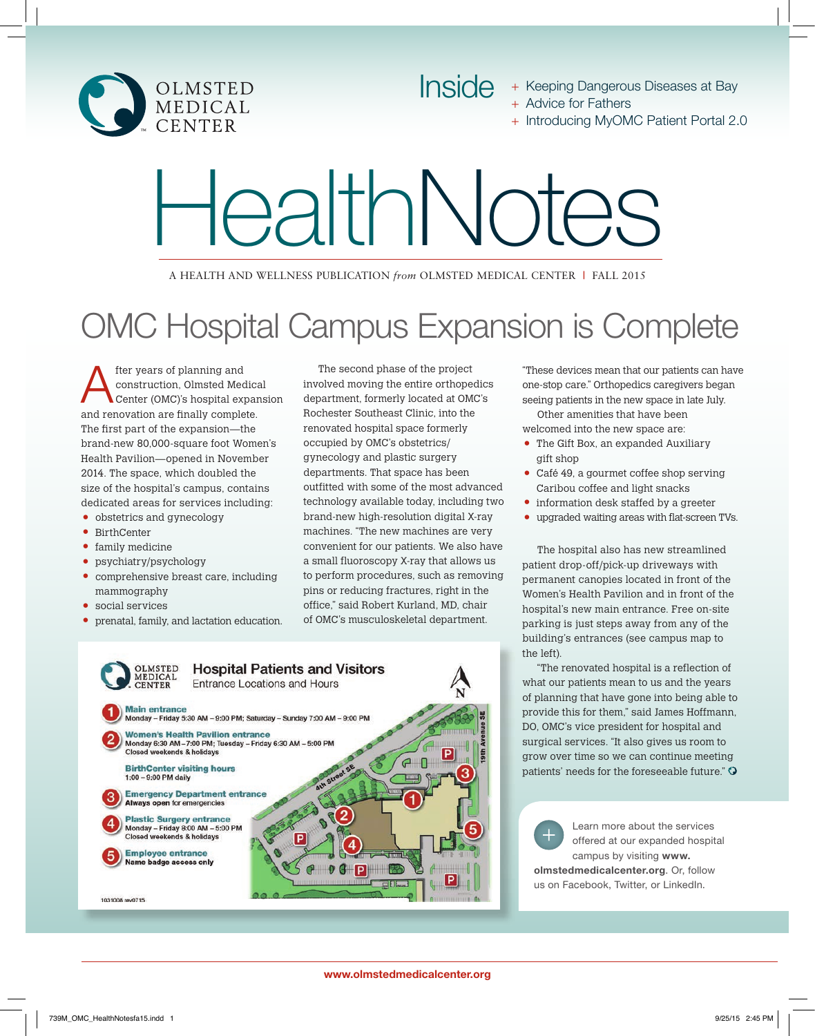OLMSTED MEDICAL CENTER

# Inside

+ Keeping Dangerous Diseases at Bay
+ Advice for Fathers
+ Introducing MyOMC Patient Portal 2.0

# HealthNotes

A HEALTH AND WELLNESS PUBLICATION *from* OLMSTED MEDICAL CENTER | FALL 2015

## OMC Hospital Campus Expansion is Complete

After years of planning and construction, Olmsted Medical Center (OMC)'s hospital expansion and renovation are finally complete. The first part of the expansion—the brand-new 80,000-square foot Women's Health Pavilion—opened in November 2014. The space, which doubled the size of the hospital's campus, contains dedicated areas for services including:

- obstetrics and gynecology
- BirthCenter
- family medicine
- psychiatry/psychology
- comprehensive breast care, including mammography
- social services
- prenatal, family, and lactation education.

The second phase of the project involved moving the entire orthopedics department, formerly located at OMC's Rochester Southeast Clinic, into the renovated hospital space formerly occupied by OMC's obstetrics/gynecology and plastic surgery departments. That space has been outfitted with some of the most advanced technology available today, including two brand-new high-resolution digital X-ray machines. "The new machines are very convenient for our patients. We also have a small fluoroscopy X-ray that allows us to perform procedures, such as removing pins or reducing fractures, right in the office," said Robert Kurland, MD, chair of OMC's musculoskeletal department. "These devices mean that our patients can have one-stop care." Orthopedics caregivers began seeing patients in the new space in late July.

Other amenities that have been welcomed into the new space are:

- The Gift Box, an expanded Auxiliary gift shop
- Café 49, a gourmet coffee shop serving Caribou coffee and light snacks
- information desk staffed by a greeter
- upgraded waiting areas with flat-screen TVs.

The hospital also has new streamlined patient drop-off/pick-up driveways with permanent canopies located in front of the Women's Health Pavilion and in front of the hospital's new main entrance. Free on-site parking is just steps away from any of the building's entrances (see campus map to the left).

"The renovated hospital is a reflection of what our patients mean to us and the years of planning that have gone into being able to provide this for them," said James Hoffmann, DO, OMC's vice president for hospital and surgical services. "It also gives us room to grow over time so we can continue meeting patients' needs for the foreseeable future."

### Hospital Patients and Visitors

Entrance Locations and Hours

1. **Main entrance** Monday – Friday 5:30 AM – 9:00 PM; Saturday – Sunday 7:00 AM – 9:00 PM
2. **Women's Health Pavilion entrance** Monday 6:30 AM – 7:00 PM; Tuesday – Friday 6:30 AM – 5:00 PM. Closed weekends & holidays

**BirthCenter visiting hours** 1:00 – 9:00 PM daily

3. **Emergency Department entrance** Always open for emergencies
4. **Plastic Surgery entrance** Monday – Friday 8:00 AM – 5:00 PM. Closed weekends & holidays
5. **Employee entrance** Name badge access only

1031008 rev0715

+ Learn more about the services offered at our expanded hospital campus by visiting **www.olmstedmedicalcenter.org**. Or, follow us on Facebook, Twitter, or LinkedIn.

www.olmstedmedicalcenter.org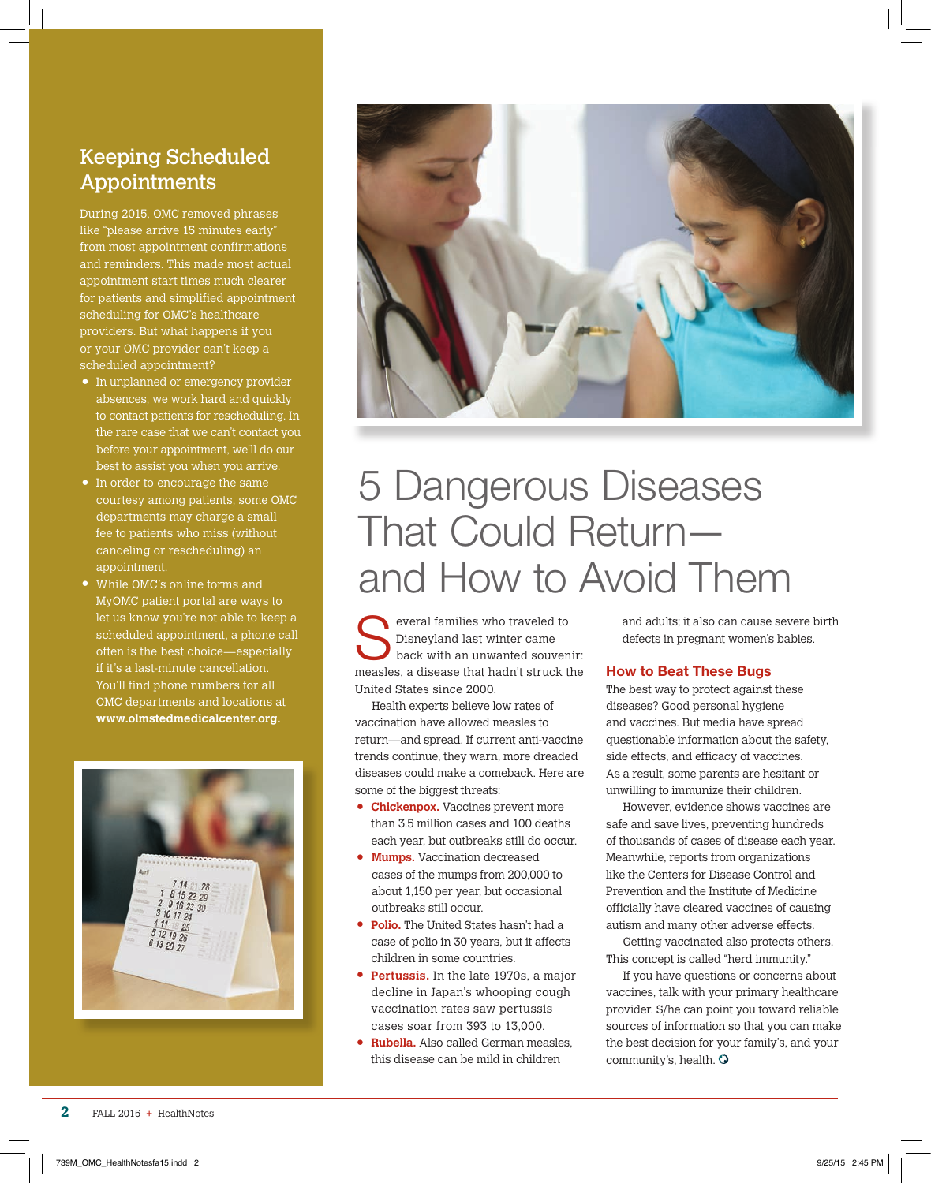## Keeping Scheduled Appointments

During 2015, OMC removed phrases like "please arrive 15 minutes early" from most appointment confirmations and reminders. This made most actual appointment start times much clearer for patients and simplified appointment scheduling for OMC's healthcare providers. But what happens if you or your OMC provider can't keep a scheduled appointment?

- In unplanned or emergency provider absences, we work hard and quickly to contact patients for rescheduling. In the rare case that we can't contact you before your appointment, we'll do our best to assist you when you arrive.
- In order to encourage the same courtesy among patients, some OMC departments may charge a small fee to patients who miss (without canceling or rescheduling) an appointment.
- While OMC's online forms and MyOMC patient portal are ways to let us know you're not able to keep a scheduled appointment, a phone call often is the best choice—especially if it's a last-minute cancellation. You'll find phone numbers for all OMC departments and locations at **www.olmstedmedicalcenter.org.**

# 5 Dangerous Diseases That Could Return—and How to Avoid Them

Several families who traveled to Disneyland last winter came back with an unwanted souvenir: measles, a disease that hadn't struck the United States since 2000.

Health experts believe low rates of vaccination have allowed measles to return—and spread. If current anti-vaccine trends continue, they warn, more dreaded diseases could make a comeback. Here are some of the biggest threats:

- **Chickenpox.** Vaccines prevent more than 3.5 million cases and 100 deaths each year, but outbreaks still do occur.
- **Mumps.** Vaccination decreased cases of the mumps from 200,000 to about 1,150 per year, but occasional outbreaks still occur.
- **Polio.** The United States hasn't had a case of polio in 30 years, but it affects children in some countries.
- **Pertussis.** In the late 1970s, a major decline in Japan's whooping cough vaccination rates saw pertussis cases soar from 393 to 13,000.
- **Rubella.** Also called German measles, this disease can be mild in children and adults; it also can cause severe birth defects in pregnant women's babies.

### How to Beat These Bugs

The best way to protect against these diseases? Good personal hygiene and vaccines. But media have spread questionable information about the safety, side effects, and efficacy of vaccines. As a result, some parents are hesitant or unwilling to immunize their children.

However, evidence shows vaccines are safe and save lives, preventing hundreds of thousands of cases of disease each year. Meanwhile, reports from organizations like the Centers for Disease Control and Prevention and the Institute of Medicine officially have cleared vaccines of causing autism and many other adverse effects.

Getting vaccinated also protects others. This concept is called "herd immunity."

If you have questions or concerns about vaccines, talk with your primary healthcare provider. S/he can point you toward reliable sources of information so that you can make the best decision for your family's, and your community's, health.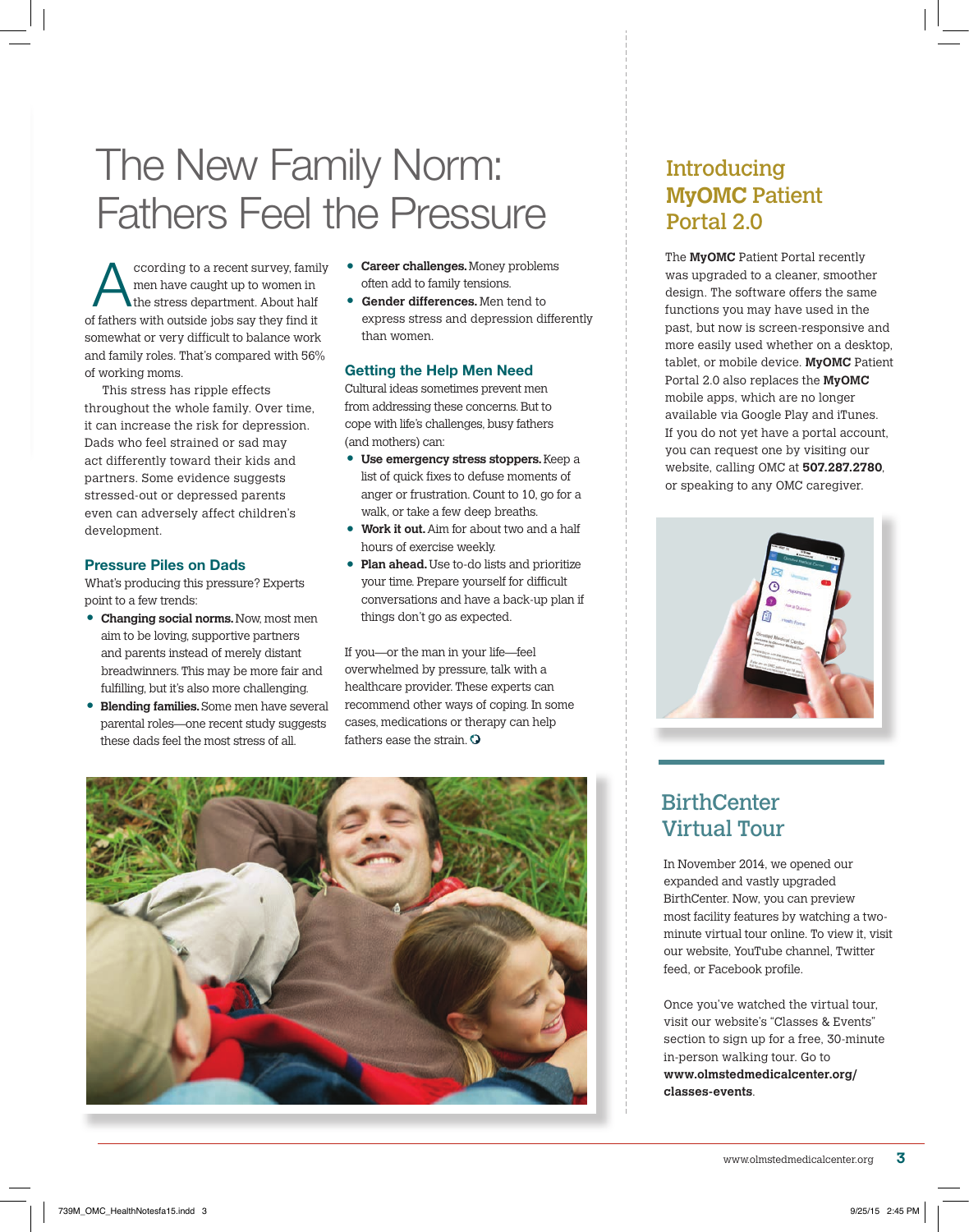# The New Family Norm: Fathers Feel the Pressure

According to a recent survey, family men have caught up to women in the stress department. About half of fathers with outside jobs say they find it somewhat or very difficult to balance work and family roles. That's compared with 56% of working moms.

This stress has ripple effects throughout the whole family. Over time, it can increase the risk for depression. Dads who feel strained or sad may act differently toward their kids and partners. Some evidence suggests stressed-out or depressed parents even can adversely affect children's development.

## Pressure Piles on Dads

What's producing this pressure? Experts point to a few trends:

- **Changing social norms.** Now, most men aim to be loving, supportive partners and parents instead of merely distant breadwinners. This may be more fair and fulfilling, but it's also more challenging.
- **Blending families.** Some men have several parental roles—one recent study suggests these dads feel the most stress of all.
- **Career challenges.** Money problems often add to family tensions.
- **Gender differences.** Men tend to express stress and depression differently than women.

## Getting the Help Men Need

Cultural ideas sometimes prevent men from addressing these concerns. But to cope with life's challenges, busy fathers (and mothers) can:

- **Use emergency stress stoppers.** Keep a list of quick fixes to defuse moments of anger or frustration. Count to 10, go for a walk, or take a few deep breaths.
- **Work it out.** Aim for about two and a half hours of exercise weekly.
- **Plan ahead.** Use to-do lists and prioritize your time. Prepare yourself for difficult conversations and have a back-up plan if things don't go as expected.

If you—or the man in your life—feel overwhelmed by pressure, talk with a healthcare provider. These experts can recommend other ways of coping. In some cases, medications or therapy can help fathers ease the strain.

## Introducing MyOMC Patient Portal 2.0

The **MyOMC** Patient Portal recently was upgraded to a cleaner, smoother design. The software offers the same functions you may have used in the past, but now is screen-responsive and more easily used whether on a desktop, tablet, or mobile device. **MyOMC** Patient Portal 2.0 also replaces the **MyOMC** mobile apps, which are no longer available via Google Play and iTunes. If you do not yet have a portal account, you can request one by visiting our website, calling OMC at **507.287.2780**, or speaking to any OMC caregiver.

## BirthCenter Virtual Tour

In November 2014, we opened our expanded and vastly upgraded BirthCenter. Now, you can preview most facility features by watching a two-minute virtual tour online. To view it, visit our website, YouTube channel, Twitter feed, or Facebook profile.

Once you've watched the virtual tour, visit our website's "Classes & Events" section to sign up for a free, 30-minute in-person walking tour. Go to **www.olmstedmedicalcenter.org/classes-events**.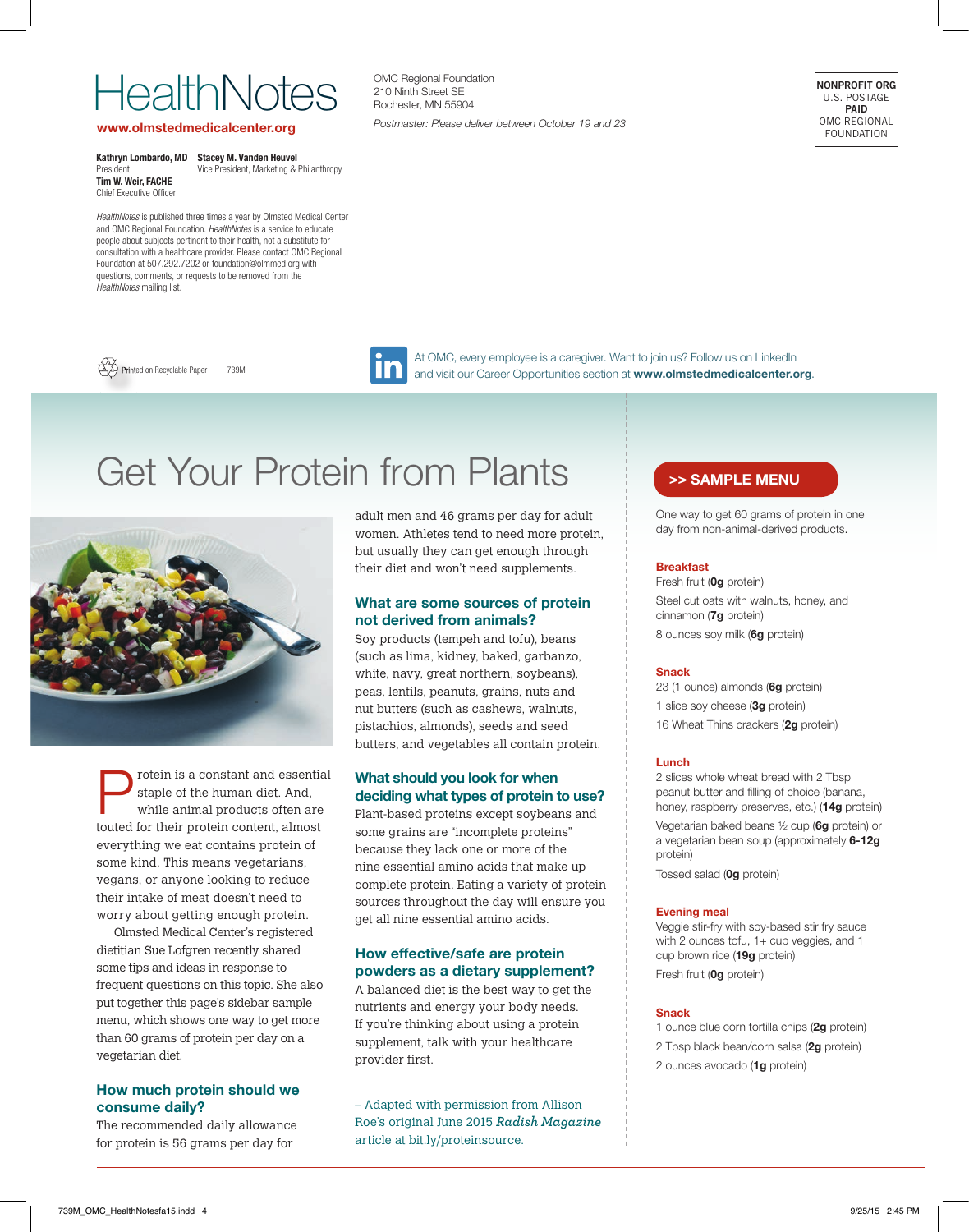# HealthNotes

**www.olmstedmedicalcenter.org**

**Kathryn Lombardo, MD**
President

**Tim W. Weir, FACHE**
Chief Executive Officer

**Stacey M. Vanden Heuvel**
Vice President, Marketing & Philanthropy

*HealthNotes* is published three times a year by Olmsted Medical Center and OMC Regional Foundation. *HealthNotes* is a service to educate people about subjects pertinent to their health, not a substitute for consultation with a healthcare provider. Please contact OMC Regional Foundation at 507.292.7202 or foundation@olmmed.org with questions, comments, or requests to be removed from the *HealthNotes* mailing list.

Printed on Recyclable Paper 739M

OMC Regional Foundation
210 Ninth Street SE
Rochester, MN 55904

*Postmaster: Please deliver between October 19 and 23*

**NONPROFIT ORG**
U.S. POSTAGE
**PAID**
OMC REGIONAL
FOUNDATION

At OMC, every employee is a caregiver. Want to join us? Follow us on LinkedIn and visit our Career Opportunities section at **www.olmstedmedicalcenter.org**.

# Get Your Protein from Plants

Protein is a constant and essential staple of the human diet. And, while animal products often are touted for their protein content, almost everything we eat contains protein of some kind. This means vegetarians, vegans, or anyone looking to reduce their intake of meat doesn't need to worry about getting enough protein.

Olmsted Medical Center's registered dietitian Sue Lofgren recently shared some tips and ideas in response to frequent questions on this topic. She also put together this page's sidebar sample menu, which shows one way to get more than 60 grams of protein per day on a vegetarian diet.

## How much protein should we consume daily?

The recommended daily allowance for protein is 56 grams per day for adult men and 46 grams per day for adult women. Athletes tend to need more protein, but usually they can get enough through their diet and won't need supplements.

## What are some sources of protein not derived from animals?

Soy products (tempeh and tofu), beans (such as lima, kidney, baked, garbanzo, white, navy, great northern, soybeans), peas, lentils, peanuts, grains, nuts and nut butters (such as cashews, walnuts, pistachios, almonds), seeds and seed butters, and vegetables all contain protein.

## What should you look for when deciding what types of protein to use?

Plant-based proteins except soybeans and some grains are "incomplete proteins" because they lack one or more of the nine essential amino acids that make up complete protein. Eating a variety of protein sources throughout the day will ensure you get all nine essential amino acids.

## How effective/safe are protein powders as a dietary supplement?

A balanced diet is the best way to get the nutrients and energy your body needs. If you're thinking about using a protein supplement, talk with your healthcare provider first.

– Adapted with permission from Allison Roe's original June 2015 *Radish Magazine* article at bit.ly/proteinsource.

## >> SAMPLE MENU

One way to get 60 grams of protein in one day from non-animal-derived products.

### Breakfast

Fresh fruit (**0g** protein)

Steel cut oats with walnuts, honey, and cinnamon (**7g** protein)

8 ounces soy milk (**6g** protein)

### Snack

23 (1 ounce) almonds (**6g** protein)

1 slice soy cheese (**3g** protein)

16 Wheat Thins crackers (**2g** protein)

### Lunch

2 slices whole wheat bread with 2 Tbsp peanut butter and filling of choice (banana, honey, raspberry preserves, etc.) (**14g** protein)

Vegetarian baked beans ½ cup (**6g** protein) or a vegetarian bean soup (approximately **6-12g** protein)

Tossed salad (**0g** protein)

### Evening meal

Veggie stir-fry with soy-based stir fry sauce with 2 ounces tofu, 1+ cup veggies, and 1 cup brown rice (**19g** protein)

Fresh fruit (**0g** protein)

### Snack

1 ounce blue corn tortilla chips (**2g** protein)

2 Tbsp black bean/corn salsa (**2g** protein)

2 ounces avocado (**1g** protein)